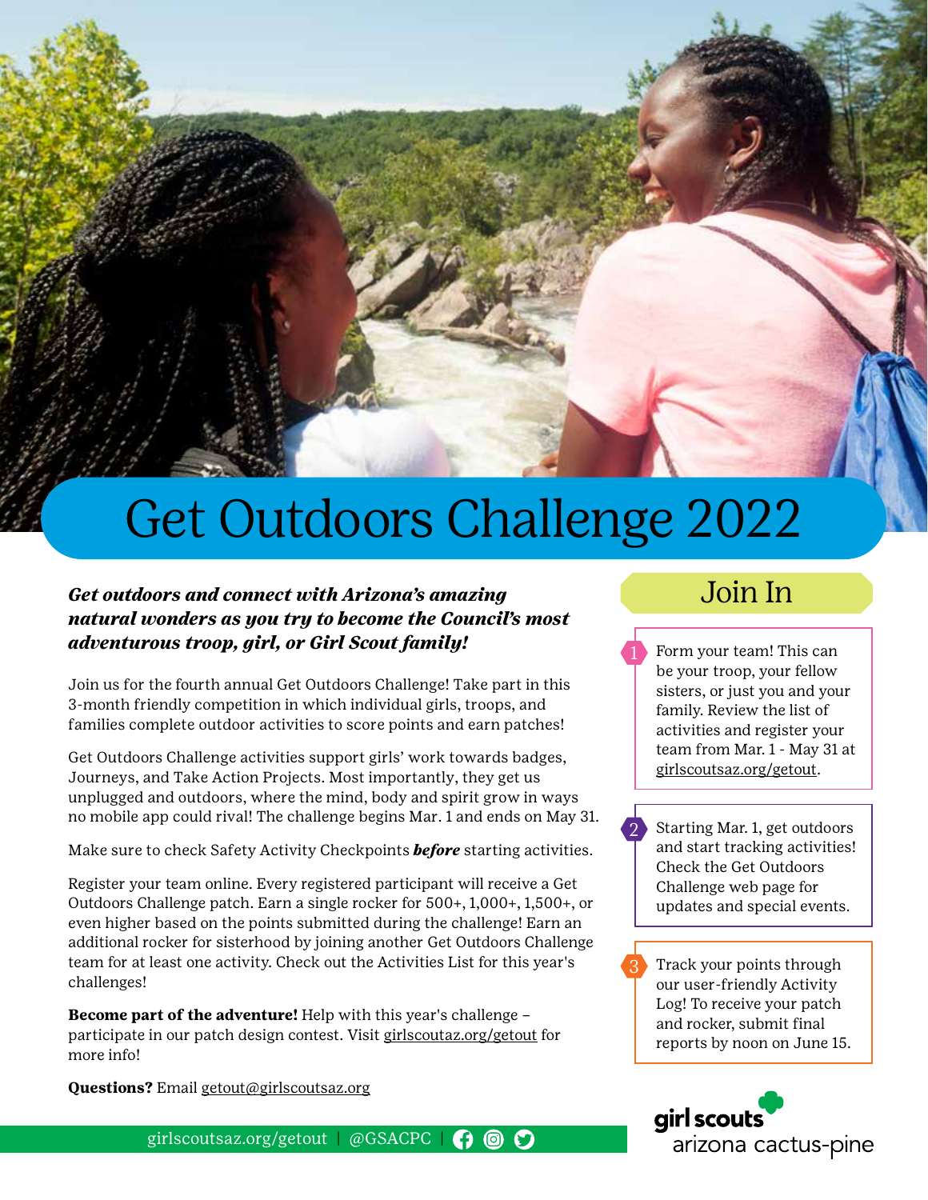# Get Outdoors Challenge 2022

***Get outdoors and connect with Arizona's amazing natural wonders as you try to become the Council's most adventurous troop, girl, or Girl Scout family!***

Join us for the fourth annual Get Outdoors Challenge! Take part in this 3-month friendly competition in which individual girls, troops, and families complete outdoor activities to score points and earn patches!

Get Outdoors Challenge activities support girls' work towards badges, Journeys, and Take Action Projects. Most importantly, they get us unplugged and outdoors, where the mind, body and spirit grow in ways no mobile app could rival! The challenge begins Mar. 1 and ends on May 31.

Make sure to check Safety Activity Checkpoints ***before*** starting activities.

Register your team online. Every registered participant will receive a Get Outdoors Challenge patch. Earn a single rocker for 500+, 1,000+, 1,500+, or even higher based on the points submitted during the challenge! Earn an additional rocker for sisterhood by joining another Get Outdoors Challenge team for at least one activity. Check out the Activities List for this year's challenges!

**Become part of the adventure!** Help with this year's challenge – participate in our patch design contest. Visit girlscoutaz.org/getout for more info!

**Questions?** Email getout@girlscoutsaz.org

## Join In

1. Form your team! This can be your troop, your fellow sisters, or just you and your family. Review the list of activities and register your team from Mar. 1 - May 31 at girlscoutsaz.org/getout.

2. Starting Mar. 1, get outdoors and start tracking activities! Check the Get Outdoors Challenge web page for updates and special events.

3. Track your points through our user-friendly Activity Log! To receive your patch and rocker, submit final reports by noon on June 15.

girlscoutsaz.org/getout | @GSACPC

girl scouts arizona cactus-pine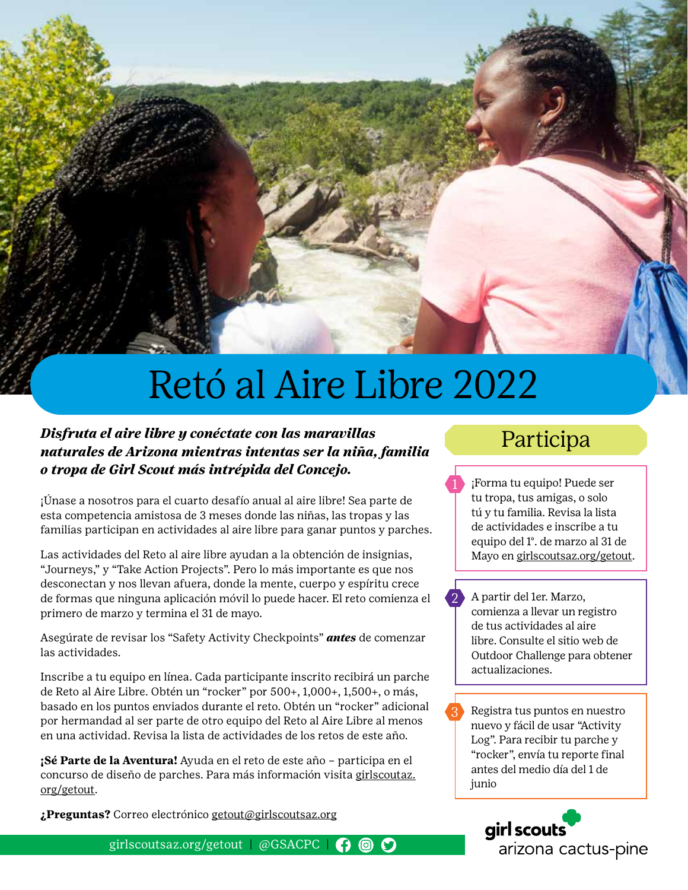# Retó al Aire Libre 2022

***Disfruta el aire libre y conéctate con las maravillas naturales de Arizona mientras intentas ser la niña, familia o tropa de Girl Scout más intrépida del Concejo.***

¡Únase a nosotros para el cuarto desafío anual al aire libre! Sea parte de esta competencia amistosa de 3 meses donde las niñas, las tropas y las familias participan en actividades al aire libre para ganar puntos y parches.

Las actividades del Reto al aire libre ayudan a la obtención de insignias, "Journeys," y "Take Action Projects". Pero lo más importante es que nos desconectan y nos llevan afuera, donde la mente, cuerpo y espíritu crece de formas que ninguna aplicación móvil lo puede hacer. El reto comienza el primero de marzo y termina el 31 de mayo.

Asegúrate de revisar los "Safety Activity Checkpoints" ***antes*** de comenzar las actividades.

Inscribe a tu equipo en línea. Cada participante inscrito recibirá un parche de Reto al Aire Libre. Obtén un "rocker" por 500+, 1,000+, 1,500+, o más, basado en los puntos enviados durante el reto. Obtén un "rocker" adicional por hermandad al ser parte de otro equipo del Reto al Aire Libre al menos en una actividad. Revisa la lista de actividades de los retos de este año.

**¡Sé Parte de la Aventura!** Ayuda en el reto de este año – participa en el concurso de diseño de parches. Para más información visita girlscoutaz.org/getout.

**¿Preguntas?** Correo electrónico getout@girlscoutsaz.org

## Participa

1. ¡Forma tu equipo! Puede ser tu tropa, tus amigas, o solo tú y tu familia. Revisa la lista de actividades e inscribe a tu equipo del 1°. de marzo al 31 de Mayo en girlscoutsaz.org/getout.

2. A partir del 1er. Marzo, comienza a llevar un registro de tus actividades al aire libre. Consulte el sitio web de Outdoor Challenge para obtener actualizaciones.

3. Registra tus puntos en nuestro nuevo y fácil de usar "Activity Log". Para recibir tu parche y "rocker", envía tu reporte final antes del medio día del 1 de junio

girlscoutsaz.org/getout | @GSACPC

girl scouts arizona cactus-pine